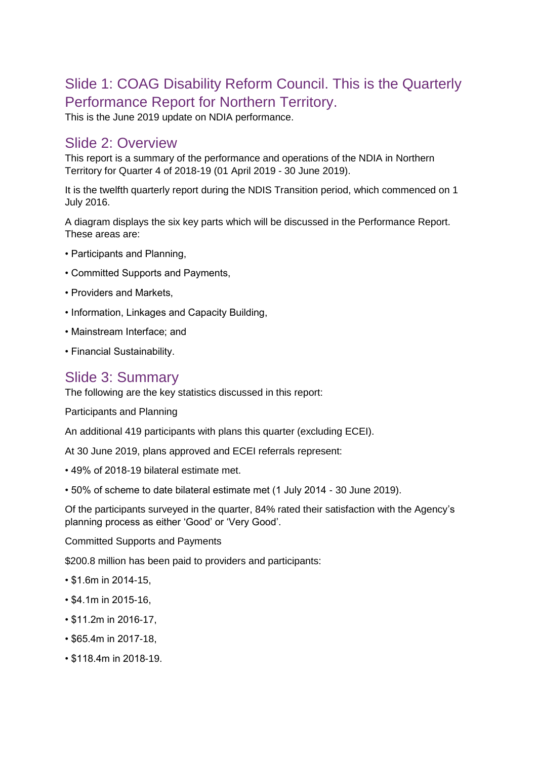## Slide 1: COAG Disability Reform Council. This is the Quarterly Performance Report for Northern Territory.

This is the June 2019 update on NDIA performance.

## Slide 2: Overview

This report is a summary of the performance and operations of the NDIA in Northern Territory for Quarter 4 of 2018-19 (01 April 2019 - 30 June 2019).

It is the twelfth quarterly report during the NDIS Transition period, which commenced on 1 July 2016.

A diagram displays the six key parts which will be discussed in the Performance Report. These areas are:

- Participants and Planning,
- Committed Supports and Payments,
- Providers and Markets,
- Information, Linkages and Capacity Building,
- Mainstream Interface; and
- Financial Sustainability.

## Slide 3: Summary

The following are the key statistics discussed in this report:

Participants and Planning

An additional 419 participants with plans this quarter (excluding ECEI).

At 30 June 2019, plans approved and ECEI referrals represent:

- 49% of 2018-19 bilateral estimate met.
- 50% of scheme to date bilateral estimate met (1 July 2014 - 30 June 2019).

Of the participants surveyed in the quarter, 84% rated their satisfaction with the Agency's planning process as either 'Good' or 'Very Good'.

Committed Supports and Payments

$200.8 million has been paid to providers and participants:

- $1.6m in 2014-15,
- $4.1m in 2015-16,
- $11.2m in 2016-17,
- $65.4m in 2017-18,
- $118.4m in 2018-19.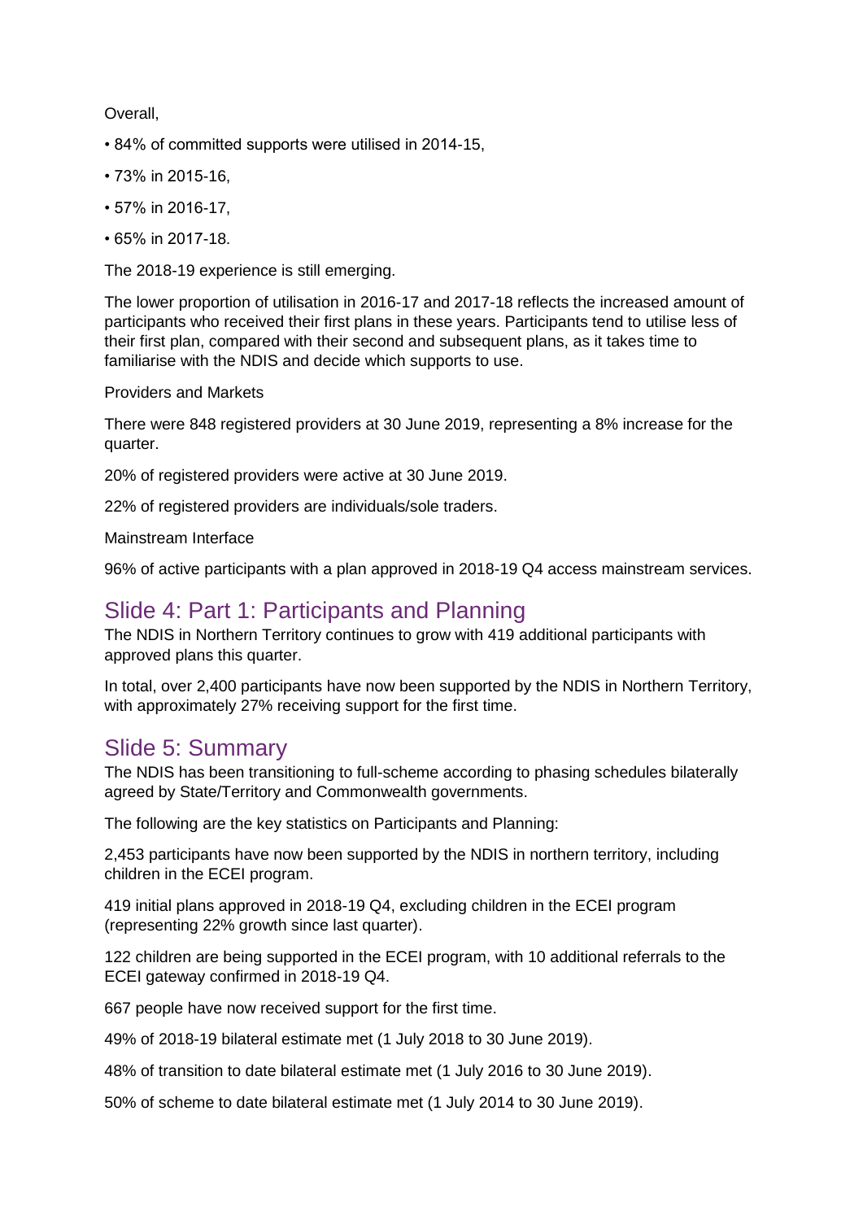Overall,

- 84% of committed supports were utilised in 2014-15,
- 73% in 2015-16,
- 57% in 2016-17,
- 65% in 2017-18.

The 2018-19 experience is still emerging.

The lower proportion of utilisation in 2016-17 and 2017-18 reflects the increased amount of participants who received their first plans in these years. Participants tend to utilise less of their first plan, compared with their second and subsequent plans, as it takes time to familiarise with the NDIS and decide which supports to use.

Providers and Markets

There were 848 registered providers at 30 June 2019, representing a 8% increase for the quarter.

20% of registered providers were active at 30 June 2019.

22% of registered providers are individuals/sole traders.

Mainstream Interface

96% of active participants with a plan approved in 2018-19 Q4 access mainstream services.

## Slide 4: Part 1: Participants and Planning

The NDIS in Northern Territory continues to grow with 419 additional participants with approved plans this quarter.

In total, over 2,400 participants have now been supported by the NDIS in Northern Territory, with approximately 27% receiving support for the first time.

## Slide 5: Summary

The NDIS has been transitioning to full-scheme according to phasing schedules bilaterally agreed by State/Territory and Commonwealth governments.

The following are the key statistics on Participants and Planning:

2,453 participants have now been supported by the NDIS in northern territory, including children in the ECEI program.

419 initial plans approved in 2018-19 Q4, excluding children in the ECEI program (representing 22% growth since last quarter).

122 children are being supported in the ECEI program, with 10 additional referrals to the ECEI gateway confirmed in 2018-19 Q4.

667 people have now received support for the first time.

49% of 2018-19 bilateral estimate met (1 July 2018 to 30 June 2019).

48% of transition to date bilateral estimate met (1 July 2016 to 30 June 2019).

50% of scheme to date bilateral estimate met (1 July 2014 to 30 June 2019).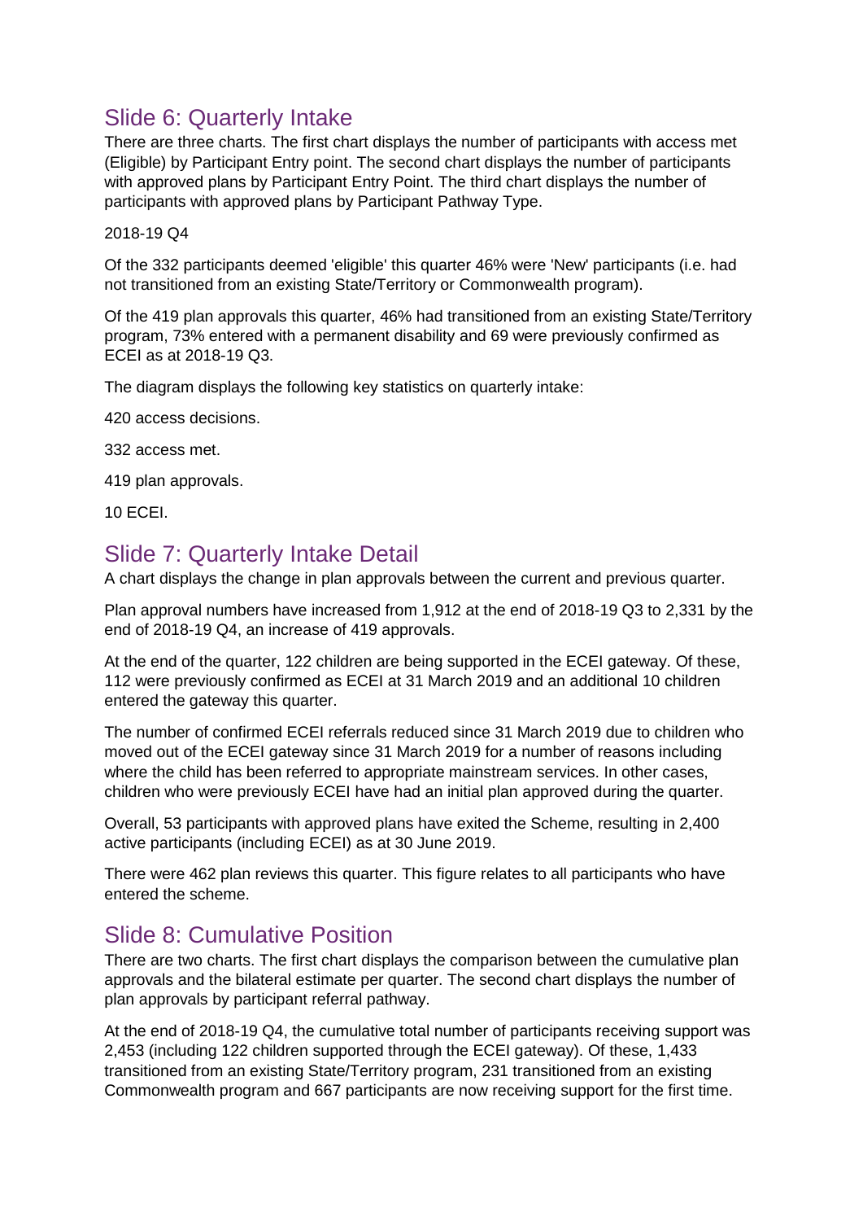## Slide 6: Quarterly Intake

There are three charts. The first chart displays the number of participants with access met (Eligible) by Participant Entry point. The second chart displays the number of participants with approved plans by Participant Entry Point. The third chart displays the number of participants with approved plans by Participant Pathway Type.

2018-19 Q4

Of the 332 participants deemed 'eligible' this quarter 46% were 'New' participants (i.e. had not transitioned from an existing State/Territory or Commonwealth program).

Of the 419 plan approvals this quarter, 46% had transitioned from an existing State/Territory program, 73% entered with a permanent disability and 69 were previously confirmed as ECEI as at 2018-19 Q3.

The diagram displays the following key statistics on quarterly intake:

420 access decisions.

332 access met.

419 plan approvals.

10 ECEI.

## Slide 7: Quarterly Intake Detail

A chart displays the change in plan approvals between the current and previous quarter.

Plan approval numbers have increased from 1,912 at the end of 2018-19 Q3 to 2,331 by the end of 2018-19 Q4, an increase of 419 approvals.

At the end of the quarter, 122 children are being supported in the ECEI gateway. Of these, 112 were previously confirmed as ECEI at 31 March 2019 and an additional 10 children entered the gateway this quarter.

The number of confirmed ECEI referrals reduced since 31 March 2019 due to children who moved out of the ECEI gateway since 31 March 2019 for a number of reasons including where the child has been referred to appropriate mainstream services. In other cases, children who were previously ECEI have had an initial plan approved during the quarter.

Overall, 53 participants with approved plans have exited the Scheme, resulting in 2,400 active participants (including ECEI) as at 30 June 2019.

There were 462 plan reviews this quarter. This figure relates to all participants who have entered the scheme.

## Slide 8: Cumulative Position

There are two charts. The first chart displays the comparison between the cumulative plan approvals and the bilateral estimate per quarter. The second chart displays the number of plan approvals by participant referral pathway.

At the end of 2018-19 Q4, the cumulative total number of participants receiving support was 2,453 (including 122 children supported through the ECEI gateway). Of these, 1,433 transitioned from an existing State/Territory program, 231 transitioned from an existing Commonwealth program and 667 participants are now receiving support for the first time.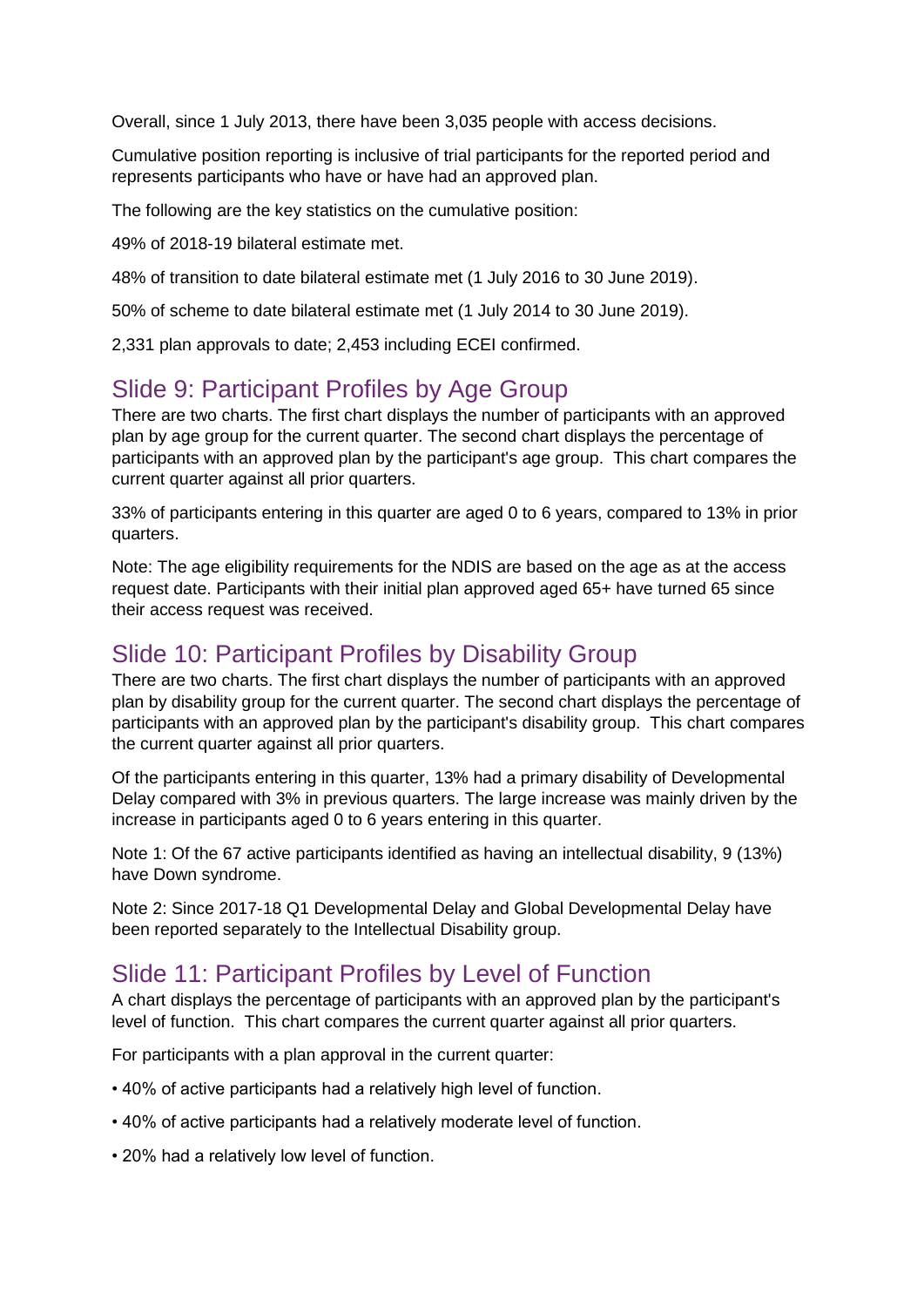Overall, since 1 July 2013, there have been 3,035 people with access decisions.

Cumulative position reporting is inclusive of trial participants for the reported period and represents participants who have or have had an approved plan.

The following are the key statistics on the cumulative position:

49% of 2018-19 bilateral estimate met.

48% of transition to date bilateral estimate met (1 July 2016 to 30 June 2019).

50% of scheme to date bilateral estimate met (1 July 2014 to 30 June 2019).

2,331 plan approvals to date; 2,453 including ECEI confirmed.

## Slide 9: Participant Profiles by Age Group

There are two charts. The first chart displays the number of participants with an approved plan by age group for the current quarter. The second chart displays the percentage of participants with an approved plan by the participant's age group. This chart compares the current quarter against all prior quarters.

33% of participants entering in this quarter are aged 0 to 6 years, compared to 13% in prior quarters.

Note: The age eligibility requirements for the NDIS are based on the age as at the access request date. Participants with their initial plan approved aged 65+ have turned 65 since their access request was received.

## Slide 10: Participant Profiles by Disability Group

There are two charts. The first chart displays the number of participants with an approved plan by disability group for the current quarter. The second chart displays the percentage of participants with an approved plan by the participant's disability group. This chart compares the current quarter against all prior quarters.

Of the participants entering in this quarter, 13% had a primary disability of Developmental Delay compared with 3% in previous quarters. The large increase was mainly driven by the increase in participants aged 0 to 6 years entering in this quarter.

Note 1: Of the 67 active participants identified as having an intellectual disability, 9 (13%) have Down syndrome.

Note 2: Since 2017-18 Q1 Developmental Delay and Global Developmental Delay have been reported separately to the Intellectual Disability group.

## Slide 11: Participant Profiles by Level of Function

A chart displays the percentage of participants with an approved plan by the participant's level of function. This chart compares the current quarter against all prior quarters.

For participants with a plan approval in the current quarter:

- 40% of active participants had a relatively high level of function.
- 40% of active participants had a relatively moderate level of function.
- 20% had a relatively low level of function.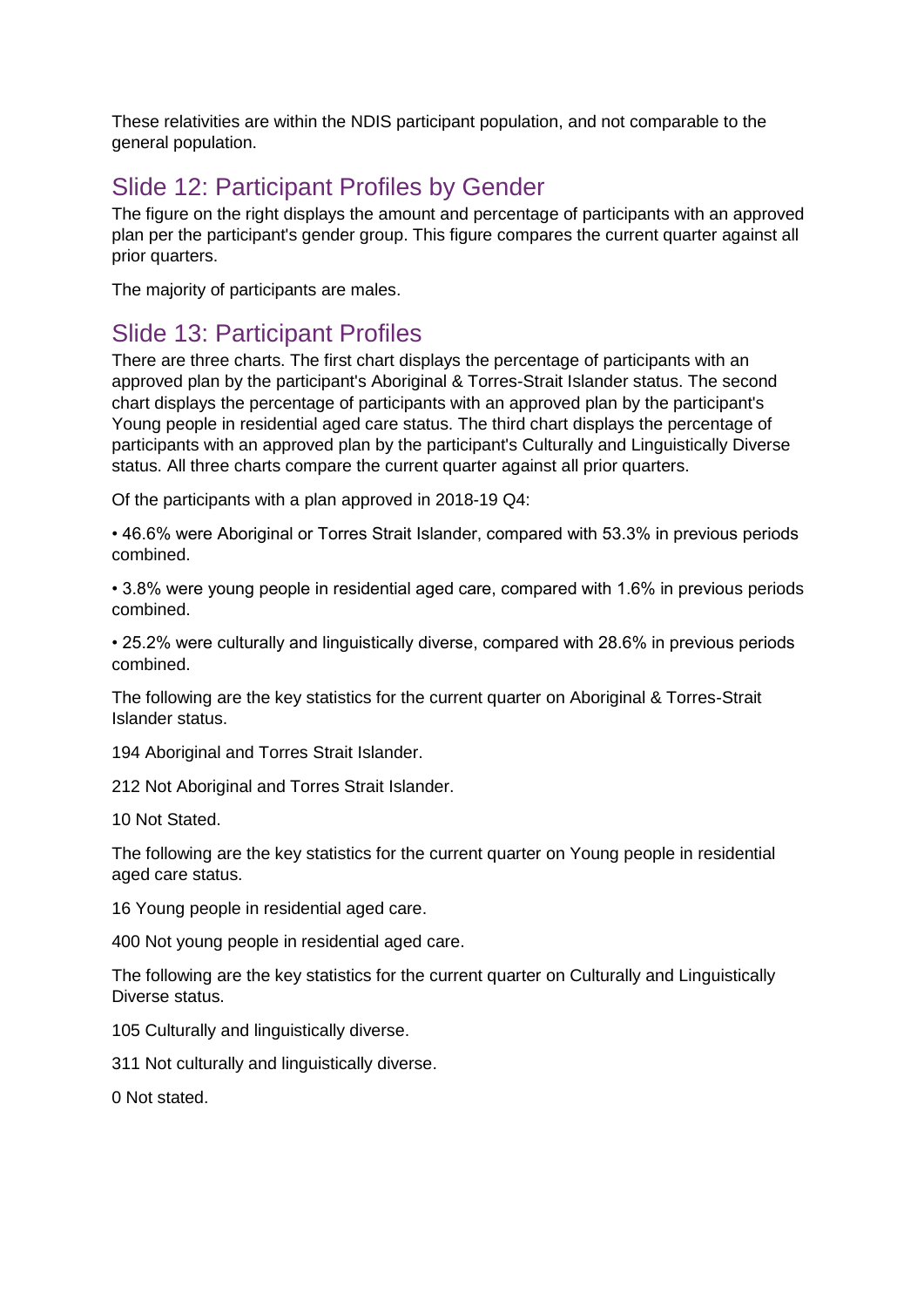These relativities are within the NDIS participant population, and not comparable to the general population.

## Slide 12: Participant Profiles by Gender

The figure on the right displays the amount and percentage of participants with an approved plan per the participant's gender group. This figure compares the current quarter against all prior quarters.

The majority of participants are males.

## Slide 13: Participant Profiles

There are three charts. The first chart displays the percentage of participants with an approved plan by the participant's Aboriginal & Torres-Strait Islander status. The second chart displays the percentage of participants with an approved plan by the participant's Young people in residential aged care status. The third chart displays the percentage of participants with an approved plan by the participant's Culturally and Linguistically Diverse status. All three charts compare the current quarter against all prior quarters.

Of the participants with a plan approved in 2018-19 Q4:

• 46.6% were Aboriginal or Torres Strait Islander, compared with 53.3% in previous periods combined.

• 3.8% were young people in residential aged care, compared with 1.6% in previous periods combined.

• 25.2% were culturally and linguistically diverse, compared with 28.6% in previous periods combined.

The following are the key statistics for the current quarter on Aboriginal & Torres-Strait Islander status.

194 Aboriginal and Torres Strait Islander.

212 Not Aboriginal and Torres Strait Islander.

10 Not Stated.

The following are the key statistics for the current quarter on Young people in residential aged care status.

16 Young people in residential aged care.

400 Not young people in residential aged care.

The following are the key statistics for the current quarter on Culturally and Linguistically Diverse status.

105 Culturally and linguistically diverse.

311 Not culturally and linguistically diverse.

0 Not stated.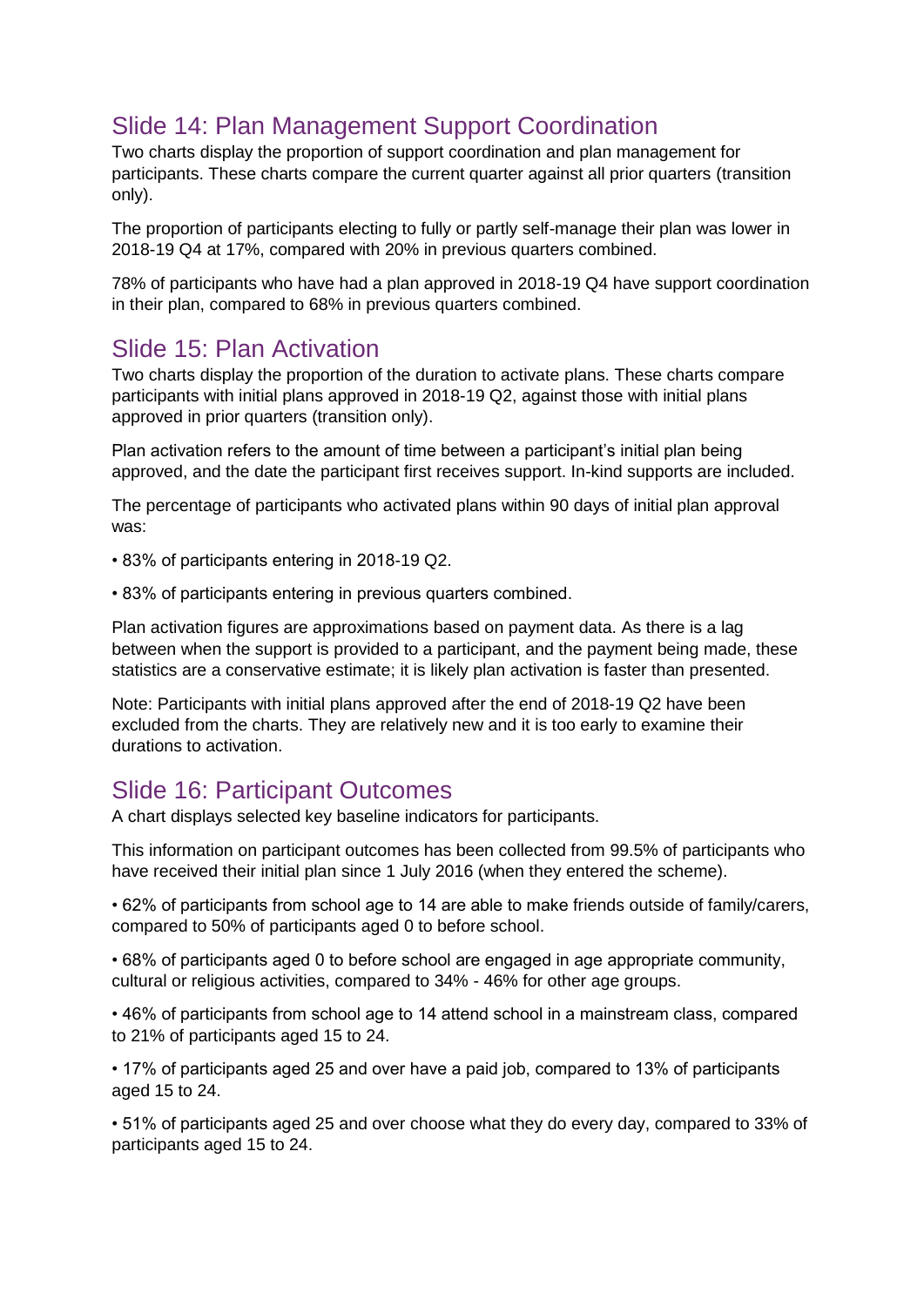## Slide 14: Plan Management Support Coordination

Two charts display the proportion of support coordination and plan management for participants. These charts compare the current quarter against all prior quarters (transition only).

The proportion of participants electing to fully or partly self-manage their plan was lower in 2018-19 Q4 at 17%, compared with 20% in previous quarters combined.

78% of participants who have had a plan approved in 2018-19 Q4 have support coordination in their plan, compared to 68% in previous quarters combined.

## Slide 15: Plan Activation

Two charts display the proportion of the duration to activate plans. These charts compare participants with initial plans approved in 2018-19 Q2, against those with initial plans approved in prior quarters (transition only).

Plan activation refers to the amount of time between a participant's initial plan being approved, and the date the participant first receives support. In-kind supports are included.

The percentage of participants who activated plans within 90 days of initial plan approval was:

- 83% of participants entering in 2018-19 Q2.
- 83% of participants entering in previous quarters combined.

Plan activation figures are approximations based on payment data. As there is a lag between when the support is provided to a participant, and the payment being made, these statistics are a conservative estimate; it is likely plan activation is faster than presented.

Note: Participants with initial plans approved after the end of 2018-19 Q2 have been excluded from the charts. They are relatively new and it is too early to examine their durations to activation.

## Slide 16: Participant Outcomes

A chart displays selected key baseline indicators for participants.

This information on participant outcomes has been collected from 99.5% of participants who have received their initial plan since 1 July 2016 (when they entered the scheme).

- 62% of participants from school age to 14 are able to make friends outside of family/carers, compared to 50% of participants aged 0 to before school.
- 68% of participants aged 0 to before school are engaged in age appropriate community, cultural or religious activities, compared to 34% - 46% for other age groups.
- 46% of participants from school age to 14 attend school in a mainstream class, compared to 21% of participants aged 15 to 24.
- 17% of participants aged 25 and over have a paid job, compared to 13% of participants aged 15 to 24.
- 51% of participants aged 25 and over choose what they do every day, compared to 33% of participants aged 15 to 24.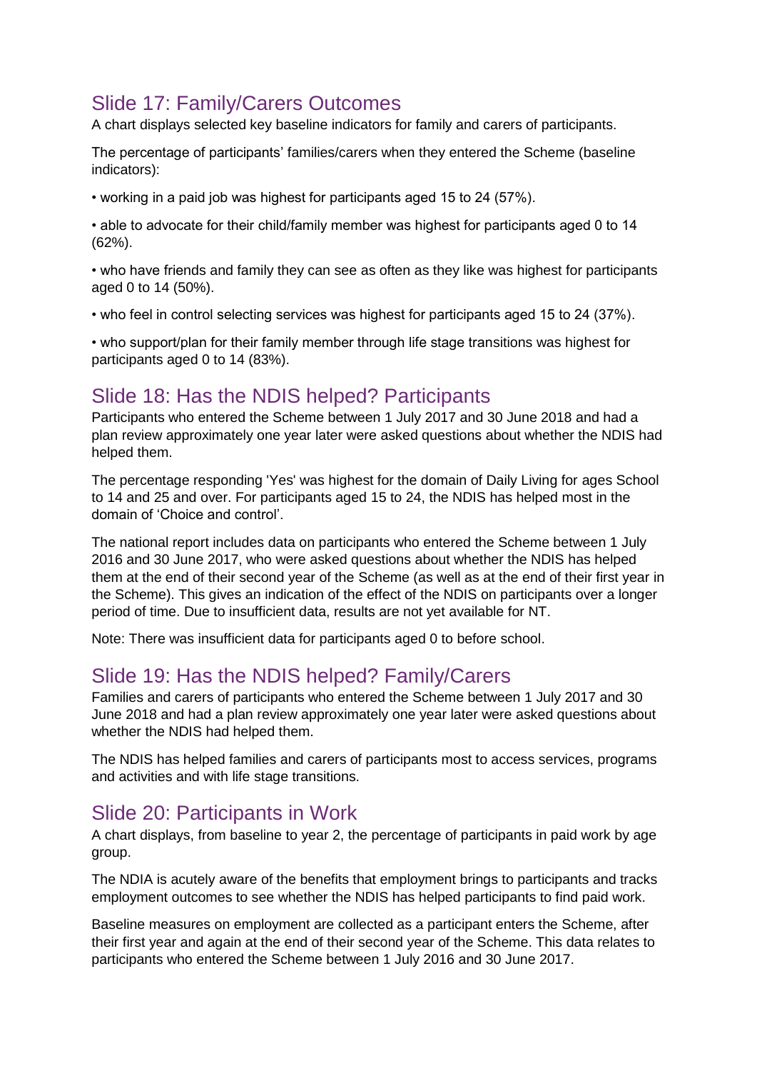## Slide 17: Family/Carers Outcomes

A chart displays selected key baseline indicators for family and carers of participants.

The percentage of participants' families/carers when they entered the Scheme (baseline indicators):

- working in a paid job was highest for participants aged 15 to 24 (57%).
- able to advocate for their child/family member was highest for participants aged 0 to 14 (62%).
- who have friends and family they can see as often as they like was highest for participants aged 0 to 14 (50%).
- who feel in control selecting services was highest for participants aged 15 to 24 (37%).
- who support/plan for their family member through life stage transitions was highest for participants aged 0 to 14 (83%).

## Slide 18: Has the NDIS helped? Participants

Participants who entered the Scheme between 1 July 2017 and 30 June 2018 and had a plan review approximately one year later were asked questions about whether the NDIS had helped them.

The percentage responding 'Yes' was highest for the domain of Daily Living for ages School to 14 and 25 and over. For participants aged 15 to 24, the NDIS has helped most in the domain of 'Choice and control'.

The national report includes data on participants who entered the Scheme between 1 July 2016 and 30 June 2017, who were asked questions about whether the NDIS has helped them at the end of their second year of the Scheme (as well as at the end of their first year in the Scheme). This gives an indication of the effect of the NDIS on participants over a longer period of time. Due to insufficient data, results are not yet available for NT.

Note: There was insufficient data for participants aged 0 to before school.

## Slide 19: Has the NDIS helped? Family/Carers

Families and carers of participants who entered the Scheme between 1 July 2017 and 30 June 2018 and had a plan review approximately one year later were asked questions about whether the NDIS had helped them.

The NDIS has helped families and carers of participants most to access services, programs and activities and with life stage transitions.

## Slide 20: Participants in Work

A chart displays, from baseline to year 2, the percentage of participants in paid work by age group.

The NDIA is acutely aware of the benefits that employment brings to participants and tracks employment outcomes to see whether the NDIS has helped participants to find paid work.

Baseline measures on employment are collected as a participant enters the Scheme, after their first year and again at the end of their second year of the Scheme. This data relates to participants who entered the Scheme between 1 July 2016 and 30 June 2017.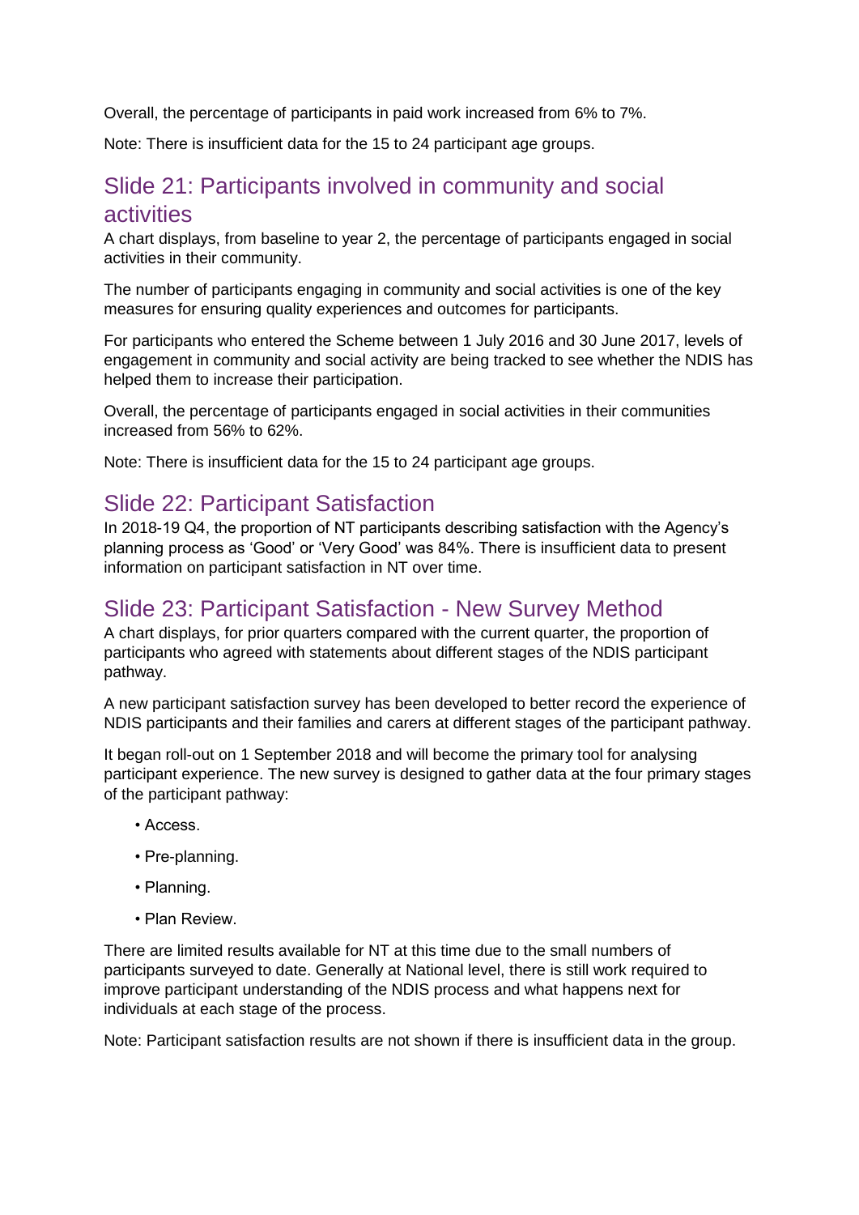Overall, the percentage of participants in paid work increased from 6% to 7%.

Note: There is insufficient data for the 15 to 24 participant age groups.

## Slide 21: Participants involved in community and social activities

A chart displays, from baseline to year 2, the percentage of participants engaged in social activities in their community.

The number of participants engaging in community and social activities is one of the key measures for ensuring quality experiences and outcomes for participants.

For participants who entered the Scheme between 1 July 2016 and 30 June 2017, levels of engagement in community and social activity are being tracked to see whether the NDIS has helped them to increase their participation.

Overall, the percentage of participants engaged in social activities in their communities increased from 56% to 62%.

Note: There is insufficient data for the 15 to 24 participant age groups.

## Slide 22: Participant Satisfaction

In 2018-19 Q4, the proportion of NT participants describing satisfaction with the Agency's planning process as 'Good' or 'Very Good' was 84%. There is insufficient data to present information on participant satisfaction in NT over time.

## Slide 23: Participant Satisfaction - New Survey Method

A chart displays, for prior quarters compared with the current quarter, the proportion of participants who agreed with statements about different stages of the NDIS participant pathway.

A new participant satisfaction survey has been developed to better record the experience of NDIS participants and their families and carers at different stages of the participant pathway.

It began roll-out on 1 September 2018 and will become the primary tool for analysing participant experience. The new survey is designed to gather data at the four primary stages of the participant pathway:

- Access.
- Pre-planning.
- Planning.
- Plan Review.

There are limited results available for NT at this time due to the small numbers of participants surveyed to date. Generally at National level, there is still work required to improve participant understanding of the NDIS process and what happens next for individuals at each stage of the process.

Note: Participant satisfaction results are not shown if there is insufficient data in the group.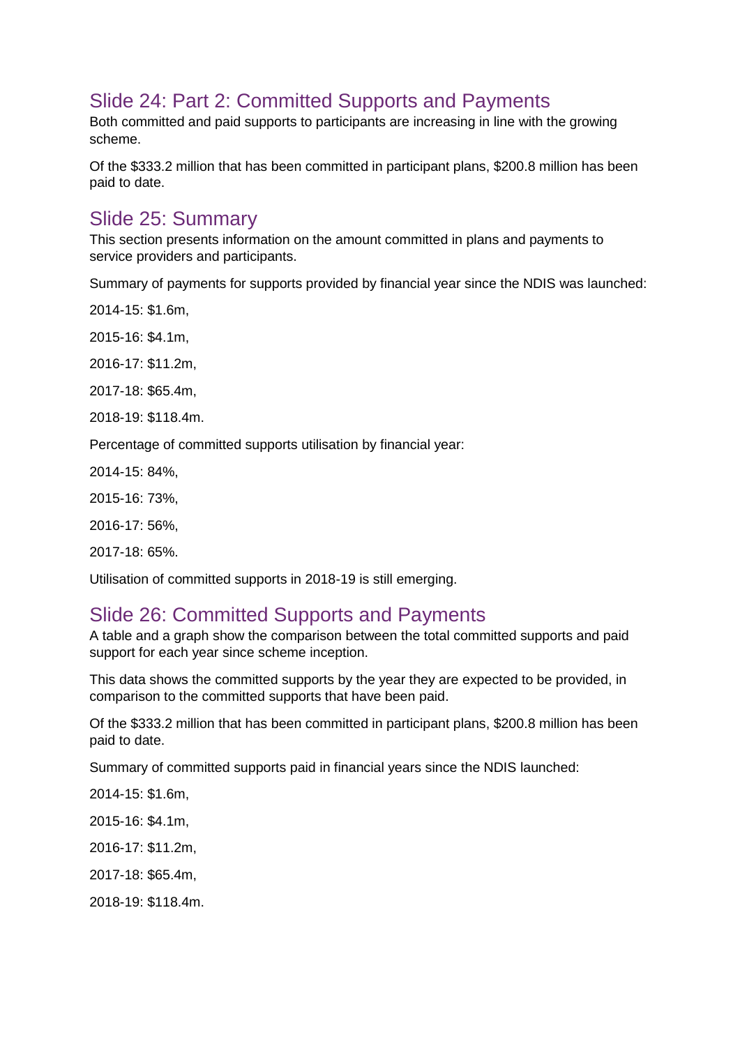## Slide 24: Part 2: Committed Supports and Payments

Both committed and paid supports to participants are increasing in line with the growing scheme.

Of the $333.2 million that has been committed in participant plans, $200.8 million has been paid to date.

## Slide 25: Summary

This section presents information on the amount committed in plans and payments to service providers and participants.

Summary of payments for supports provided by financial year since the NDIS was launched:

2014-15: $1.6m,

2015-16: $4.1m,

2016-17: $11.2m,

2017-18: $65.4m,

2018-19: $118.4m.

Percentage of committed supports utilisation by financial year:

2014-15: 84%,

2015-16: 73%,

2016-17: 56%,

2017-18: 65%.

Utilisation of committed supports in 2018-19 is still emerging.

## Slide 26: Committed Supports and Payments

A table and a graph show the comparison between the total committed supports and paid support for each year since scheme inception.

This data shows the committed supports by the year they are expected to be provided, in comparison to the committed supports that have been paid.

Of the $333.2 million that has been committed in participant plans, $200.8 million has been paid to date.

Summary of committed supports paid in financial years since the NDIS launched:

2014-15: $1.6m,

2015-16: $4.1m,

2016-17: $11.2m,

2017-18: $65.4m,

2018-19: $118.4m.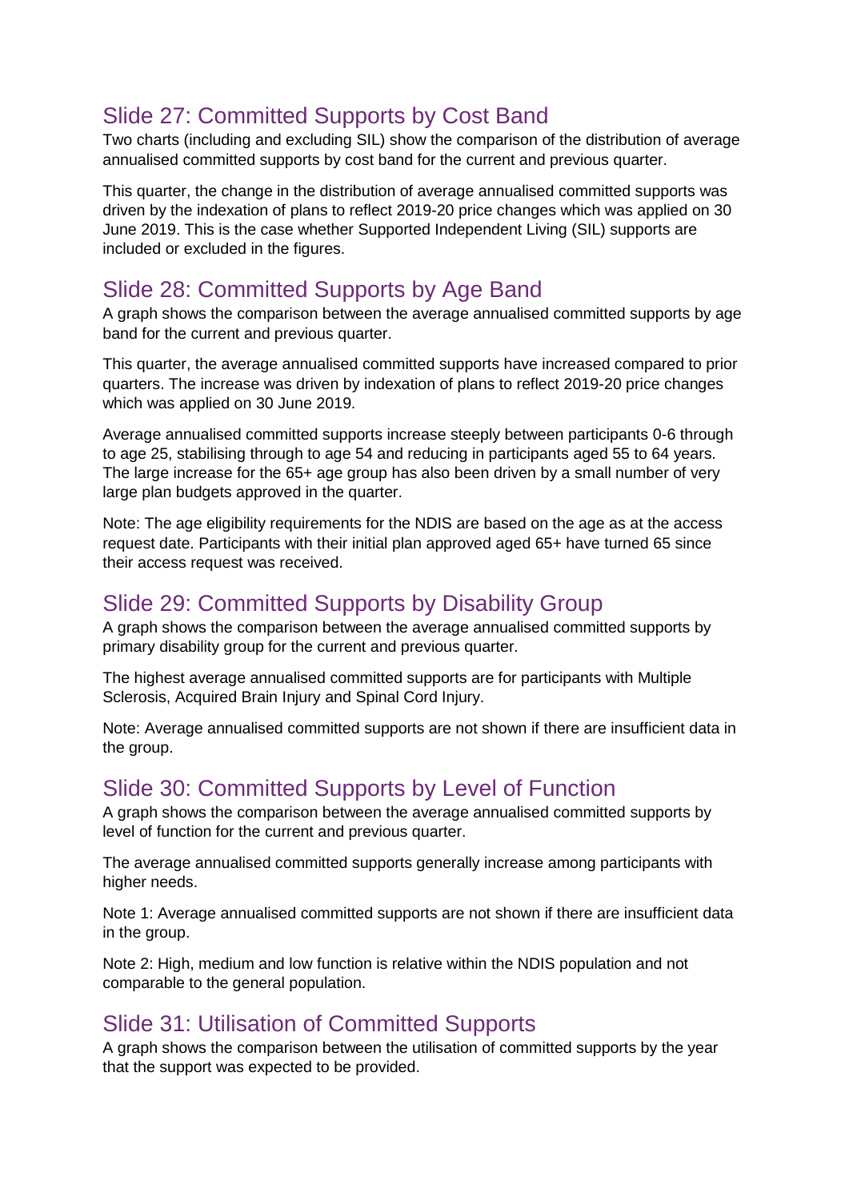## Slide 27: Committed Supports by Cost Band

Two charts (including and excluding SIL) show the comparison of the distribution of average annualised committed supports by cost band for the current and previous quarter.

This quarter, the change in the distribution of average annualised committed supports was driven by the indexation of plans to reflect 2019-20 price changes which was applied on 30 June 2019. This is the case whether Supported Independent Living (SIL) supports are included or excluded in the figures.

## Slide 28: Committed Supports by Age Band

A graph shows the comparison between the average annualised committed supports by age band for the current and previous quarter.

This quarter, the average annualised committed supports have increased compared to prior quarters. The increase was driven by indexation of plans to reflect 2019-20 price changes which was applied on 30 June 2019.

Average annualised committed supports increase steeply between participants 0-6 through to age 25, stabilising through to age 54 and reducing in participants aged 55 to 64 years. The large increase for the 65+ age group has also been driven by a small number of very large plan budgets approved in the quarter.

Note: The age eligibility requirements for the NDIS are based on the age as at the access request date. Participants with their initial plan approved aged 65+ have turned 65 since their access request was received.

## Slide 29: Committed Supports by Disability Group

A graph shows the comparison between the average annualised committed supports by primary disability group for the current and previous quarter.

The highest average annualised committed supports are for participants with Multiple Sclerosis, Acquired Brain Injury and Spinal Cord Injury.

Note: Average annualised committed supports are not shown if there are insufficient data in the group.

## Slide 30: Committed Supports by Level of Function

A graph shows the comparison between the average annualised committed supports by level of function for the current and previous quarter.

The average annualised committed supports generally increase among participants with higher needs.

Note 1: Average annualised committed supports are not shown if there are insufficient data in the group.

Note 2: High, medium and low function is relative within the NDIS population and not comparable to the general population.

## Slide 31: Utilisation of Committed Supports

A graph shows the comparison between the utilisation of committed supports by the year that the support was expected to be provided.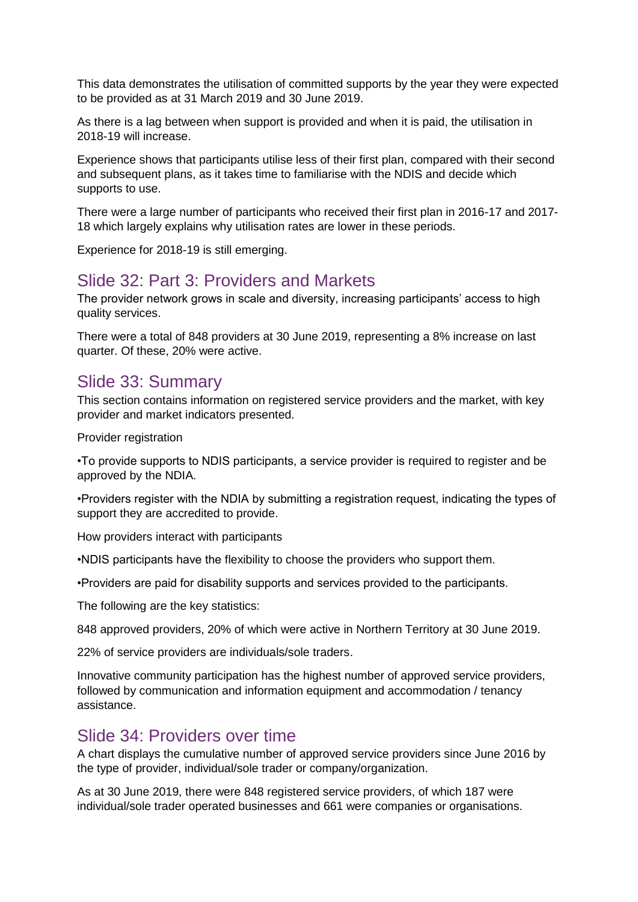This data demonstrates the utilisation of committed supports by the year they were expected to be provided as at 31 March 2019 and 30 June 2019.

As there is a lag between when support is provided and when it is paid, the utilisation in 2018-19 will increase.

Experience shows that participants utilise less of their first plan, compared with their second and subsequent plans, as it takes time to familiarise with the NDIS and decide which supports to use.

There were a large number of participants who received their first plan in 2016-17 and 2017-18 which largely explains why utilisation rates are lower in these periods.

Experience for 2018-19 is still emerging.

## Slide 32: Part 3: Providers and Markets

The provider network grows in scale and diversity, increasing participants' access to high quality services.

There were a total of 848 providers at 30 June 2019, representing a 8% increase on last quarter. Of these, 20% were active.

## Slide 33: Summary

This section contains information on registered service providers and the market, with key provider and market indicators presented.

Provider registration

•To provide supports to NDIS participants, a service provider is required to register and be approved by the NDIA.

•Providers register with the NDIA by submitting a registration request, indicating the types of support they are accredited to provide.

How providers interact with participants

•NDIS participants have the flexibility to choose the providers who support them.

•Providers are paid for disability supports and services provided to the participants.

The following are the key statistics:

848 approved providers, 20% of which were active in Northern Territory at 30 June 2019.

22% of service providers are individuals/sole traders.

Innovative community participation has the highest number of approved service providers, followed by communication and information equipment and accommodation / tenancy assistance.

## Slide 34: Providers over time

A chart displays the cumulative number of approved service providers since June 2016 by the type of provider, individual/sole trader or company/organization.

As at 30 June 2019, there were 848 registered service providers, of which 187 were individual/sole trader operated businesses and 661 were companies or organisations.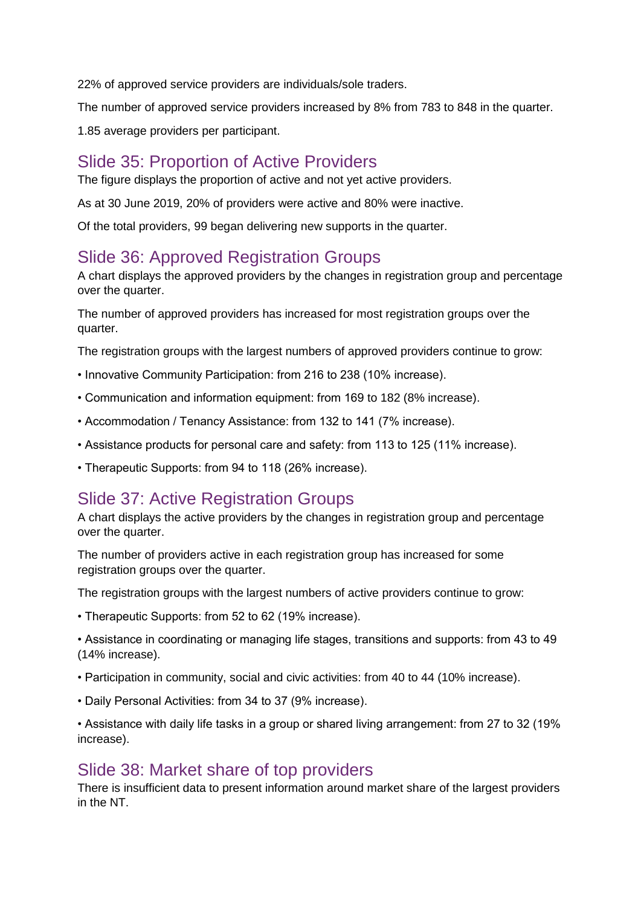22% of approved service providers are individuals/sole traders.

The number of approved service providers increased by 8% from 783 to 848 in the quarter.

1.85 average providers per participant.

## Slide 35: Proportion of Active Providers

The figure displays the proportion of active and not yet active providers.

As at 30 June 2019, 20% of providers were active and 80% were inactive.

Of the total providers, 99 began delivering new supports in the quarter.

## Slide 36: Approved Registration Groups

A chart displays the approved providers by the changes in registration group and percentage over the quarter.

The number of approved providers has increased for most registration groups over the quarter.

The registration groups with the largest numbers of approved providers continue to grow:

- Innovative Community Participation: from 216 to 238 (10% increase).
- Communication and information equipment: from 169 to 182 (8% increase).
- Accommodation / Tenancy Assistance: from 132 to 141 (7% increase).
- Assistance products for personal care and safety: from 113 to 125 (11% increase).
- Therapeutic Supports: from 94 to 118 (26% increase).

## Slide 37: Active Registration Groups

A chart displays the active providers by the changes in registration group and percentage over the quarter.

The number of providers active in each registration group has increased for some registration groups over the quarter.

The registration groups with the largest numbers of active providers continue to grow:

- Therapeutic Supports: from 52 to 62 (19% increase).
- Assistance in coordinating or managing life stages, transitions and supports: from 43 to 49 (14% increase).
- Participation in community, social and civic activities: from 40 to 44 (10% increase).
- Daily Personal Activities: from 34 to 37 (9% increase).
- Assistance with daily life tasks in a group or shared living arrangement: from 27 to 32 (19% increase).

## Slide 38: Market share of top providers

There is insufficient data to present information around market share of the largest providers in the NT.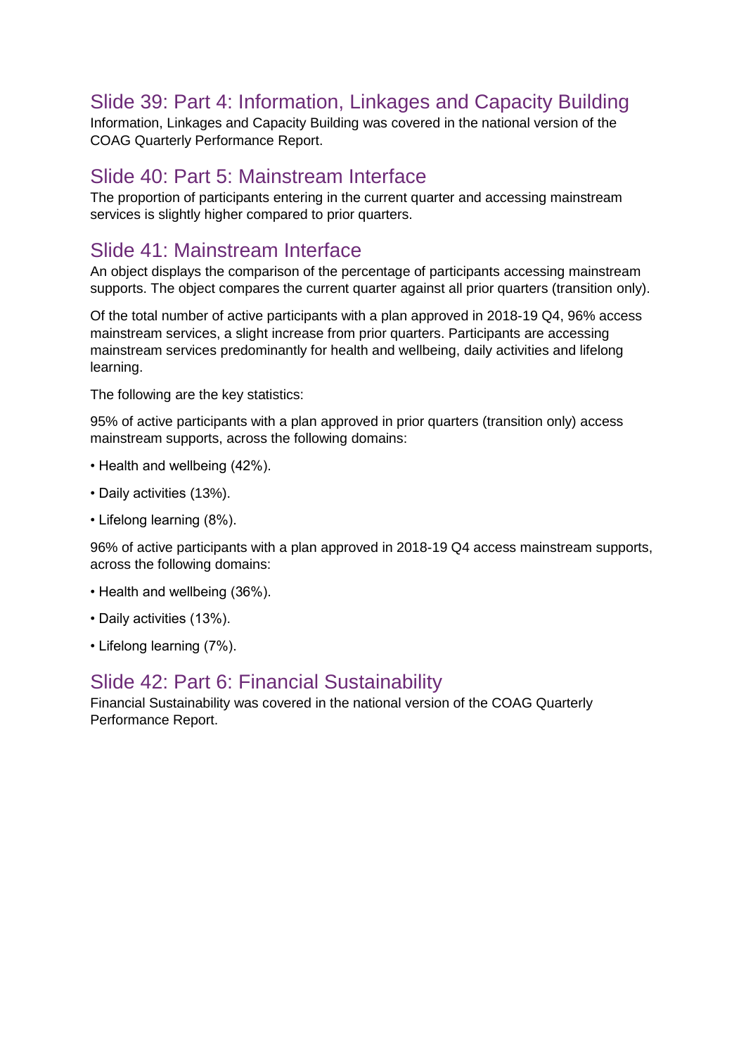## Slide 39: Part 4: Information, Linkages and Capacity Building

Information, Linkages and Capacity Building was covered in the national version of the COAG Quarterly Performance Report.

## Slide 40: Part 5: Mainstream Interface

The proportion of participants entering in the current quarter and accessing mainstream services is slightly higher compared to prior quarters.

## Slide 41: Mainstream Interface

An object displays the comparison of the percentage of participants accessing mainstream supports. The object compares the current quarter against all prior quarters (transition only).

Of the total number of active participants with a plan approved in 2018-19 Q4, 96% access mainstream services, a slight increase from prior quarters. Participants are accessing mainstream services predominantly for health and wellbeing, daily activities and lifelong learning.

The following are the key statistics:

95% of active participants with a plan approved in prior quarters (transition only) access mainstream supports, across the following domains:

- Health and wellbeing (42%).
- Daily activities (13%).
- Lifelong learning (8%).

96% of active participants with a plan approved in 2018-19 Q4 access mainstream supports, across the following domains:

- Health and wellbeing (36%).
- Daily activities (13%).
- Lifelong learning (7%).

## Slide 42: Part 6: Financial Sustainability

Financial Sustainability was covered in the national version of the COAG Quarterly Performance Report.